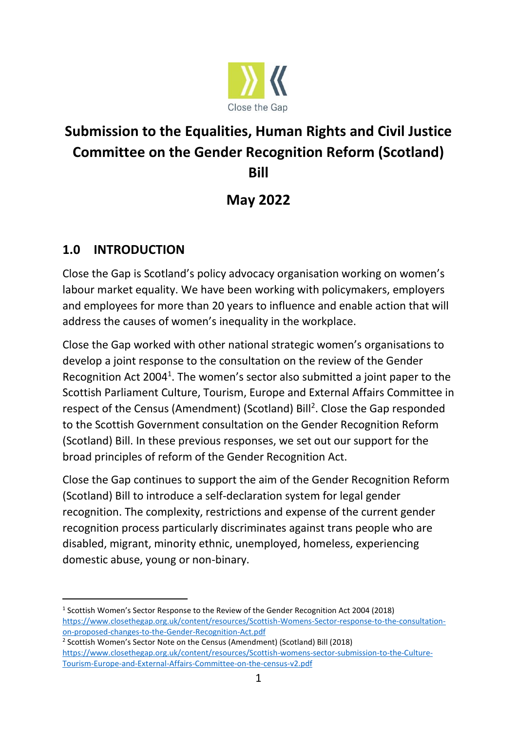Close the Gap

# Submission to the Equalities, Human Rights and Civil Justice Committee on the Gender Recognition Reform (Scotland) Bill

# May 2022

## 1.0 INTRODUCTION

Close the Gap is Scotland's policy advocacy organisation working on women's labour market equality. We have been working with policymakers, employers and employees for more than 20 years to influence and enable action that will address the causes of women's inequality in the workplace.

Close the Gap worked with other national strategic women's organisations to develop a joint response to the consultation on the review of the Gender Recognition Act 2004[1]. The women's sector also submitted a joint paper to the Scottish Parliament Culture, Tourism, Europe and External Affairs Committee in respect of the Census (Amendment) (Scotland) Bill[2]. Close the Gap responded to the Scottish Government consultation on the Gender Recognition Reform (Scotland) Bill. In these previous responses, we set out our support for the broad principles of reform of the Gender Recognition Act.

Close the Gap continues to support the aim of the Gender Recognition Reform (Scotland) Bill to introduce a self-declaration system for legal gender recognition. The complexity, restrictions and expense of the current gender recognition process particularly discriminates against trans people who are disabled, migrant, minority ethnic, unemployed, homeless, experiencing domestic abuse, young or non-binary.

---

[1] Scottish Women's Sector Response to the Review of the Gender Recognition Act 2004 (2018) https://www.closethegap.org.uk/content/resources/Scottish-Womens-Sector-response-to-the-consultation-on-proposed-changes-to-the-Gender-Recognition-Act.pdf

[2] Scottish Women's Sector Note on the Census (Amendment) (Scotland) Bill (2018) https://www.closethegap.org.uk/content/resources/Scottish-womens-sector-submission-to-the-Culture-Tourism-Europe-and-External-Affairs-Committee-on-the-census-v2.pdf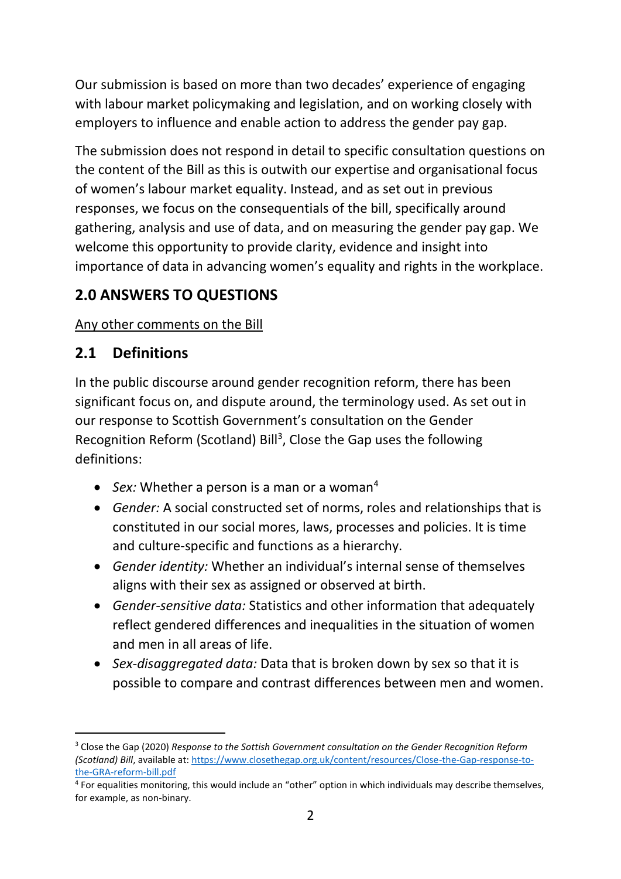Our submission is based on more than two decades' experience of engaging with labour market policymaking and legislation, and on working closely with employers to influence and enable action to address the gender pay gap.

The submission does not respond in detail to specific consultation questions on the content of the Bill as this is outwith our expertise and organisational focus of women's labour market equality. Instead, and as set out in previous responses, we focus on the consequentials of the bill, specifically around gathering, analysis and use of data, and on measuring the gender pay gap. We welcome this opportunity to provide clarity, evidence and insight into importance of data in advancing women's equality and rights in the workplace.

## 2.0 ANSWERS TO QUESTIONS

<u>Any other comments on the Bill</u>

## 2.1 Definitions

In the public discourse around gender recognition reform, there has been significant focus on, and dispute around, the terminology used. As set out in our response to Scottish Government's consultation on the Gender Recognition Reform (Scotland) Bill[3], Close the Gap uses the following definitions:

- *Sex:* Whether a person is a man or a woman[4]
- *Gender:* A social constructed set of norms, roles and relationships that is constituted in our social mores, laws, processes and policies. It is time and culture-specific and functions as a hierarchy.
- *Gender identity:* Whether an individual's internal sense of themselves aligns with their sex as assigned or observed at birth.
- *Gender-sensitive data:* Statistics and other information that adequately reflect gendered differences and inequalities in the situation of women and men in all areas of life.
- *Sex-disaggregated data:* Data that is broken down by sex so that it is possible to compare and contrast differences between men and women.

---

[3] Close the Gap (2020) *Response to the Sottish Government consultation on the Gender Recognition Reform (Scotland) Bill*, available at: https://www.closethegap.org.uk/content/resources/Close-the-Gap-response-to-the-GRA-reform-bill.pdf

[4] For equalities monitoring, this would include an "other" option in which individuals may describe themselves, for example, as non-binary.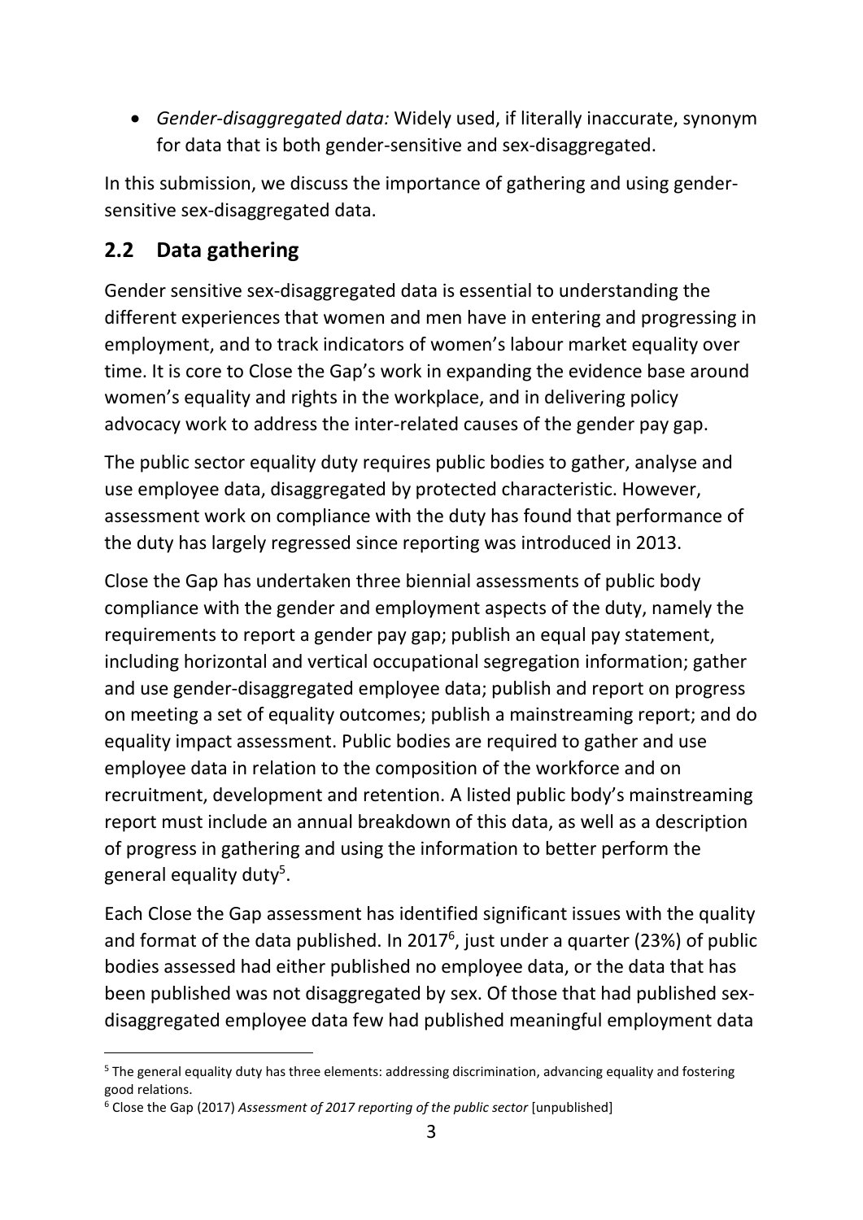- *Gender-disaggregated data:* Widely used, if literally inaccurate, synonym for data that is both gender-sensitive and sex-disaggregated.

In this submission, we discuss the importance of gathering and using gender-sensitive sex-disaggregated data.

## 2.2 Data gathering

Gender sensitive sex-disaggregated data is essential to understanding the different experiences that women and men have in entering and progressing in employment, and to track indicators of women's labour market equality over time. It is core to Close the Gap's work in expanding the evidence base around women's equality and rights in the workplace, and in delivering policy advocacy work to address the inter-related causes of the gender pay gap.

The public sector equality duty requires public bodies to gather, analyse and use employee data, disaggregated by protected characteristic. However, assessment work on compliance with the duty has found that performance of the duty has largely regressed since reporting was introduced in 2013.

Close the Gap has undertaken three biennial assessments of public body compliance with the gender and employment aspects of the duty, namely the requirements to report a gender pay gap; publish an equal pay statement, including horizontal and vertical occupational segregation information; gather and use gender-disaggregated employee data; publish and report on progress on meeting a set of equality outcomes; publish a mainstreaming report; and do equality impact assessment. Public bodies are required to gather and use employee data in relation to the composition of the workforce and on recruitment, development and retention. A listed public body's mainstreaming report must include an annual breakdown of this data, as well as a description of progress in gathering and using the information to better perform the general equality duty[5].

Each Close the Gap assessment has identified significant issues with the quality and format of the data published. In 2017[6], just under a quarter (23%) of public bodies assessed had either published no employee data, or the data that has been published was not disaggregated by sex. Of those that had published sex-disaggregated employee data few had published meaningful employment data

[5] The general equality duty has three elements: addressing discrimination, advancing equality and fostering good relations.

[6] Close the Gap (2017) *Assessment of 2017 reporting of the public sector* [unpublished]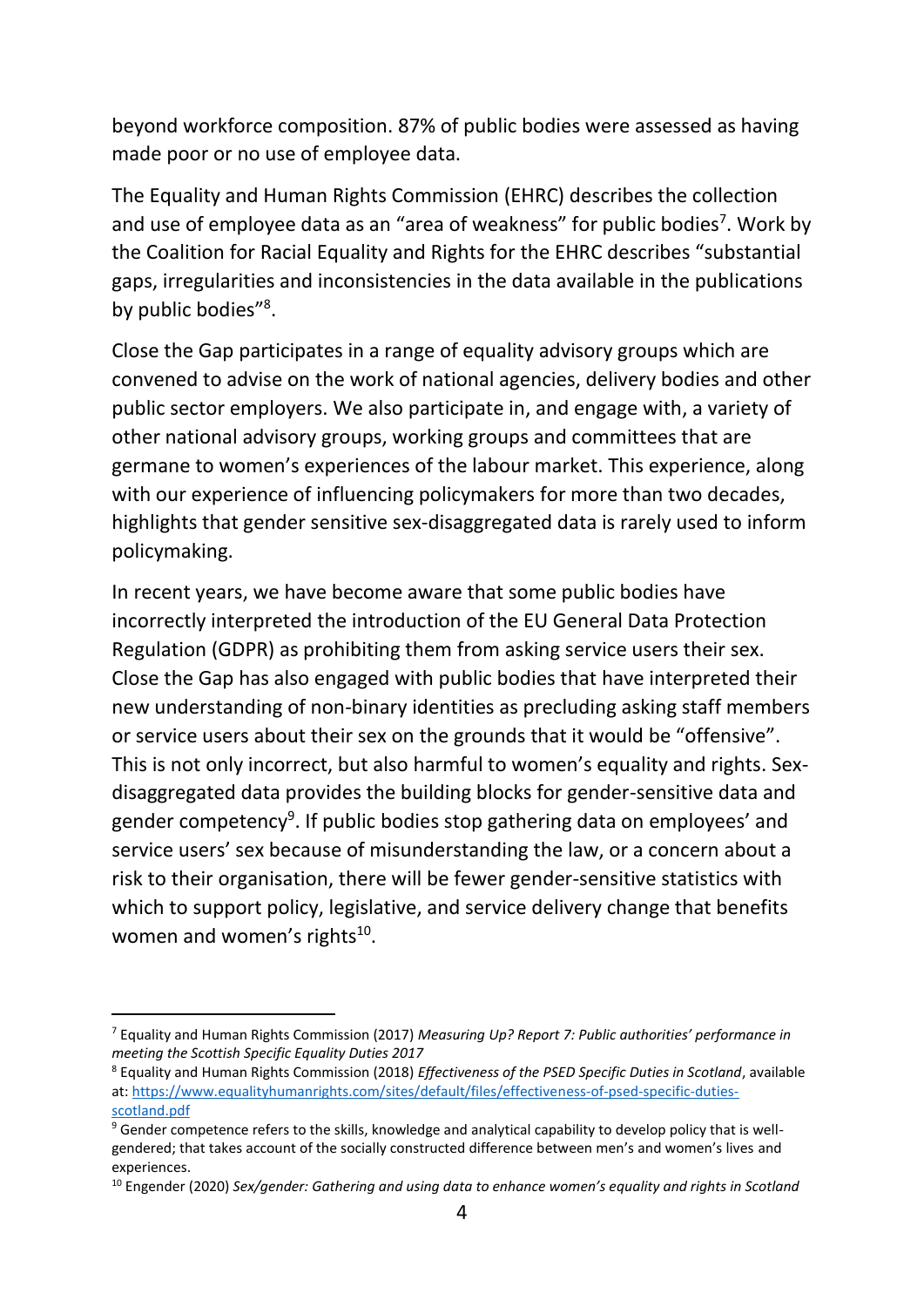beyond workforce composition. 87% of public bodies were assessed as having made poor or no use of employee data.

The Equality and Human Rights Commission (EHRC) describes the collection and use of employee data as an "area of weakness" for public bodies[7]. Work by the Coalition for Racial Equality and Rights for the EHRC describes "substantial gaps, irregularities and inconsistencies in the data available in the publications by public bodies"[8].

Close the Gap participates in a range of equality advisory groups which are convened to advise on the work of national agencies, delivery bodies and other public sector employers. We also participate in, and engage with, a variety of other national advisory groups, working groups and committees that are germane to women's experiences of the labour market. This experience, along with our experience of influencing policymakers for more than two decades, highlights that gender sensitive sex-disaggregated data is rarely used to inform policymaking.

In recent years, we have become aware that some public bodies have incorrectly interpreted the introduction of the EU General Data Protection Regulation (GDPR) as prohibiting them from asking service users their sex. Close the Gap has also engaged with public bodies that have interpreted their new understanding of non-binary identities as precluding asking staff members or service users about their sex on the grounds that it would be "offensive". This is not only incorrect, but also harmful to women's equality and rights. Sex-disaggregated data provides the building blocks for gender-sensitive data and gender competency[9]. If public bodies stop gathering data on employees' and service users' sex because of misunderstanding the law, or a concern about a risk to their organisation, there will be fewer gender-sensitive statistics with which to support policy, legislative, and service delivery change that benefits women and women's rights[10].

---

[7] Equality and Human Rights Commission (2017) *Measuring Up? Report 7: Public authorities' performance in meeting the Scottish Specific Equality Duties 2017*

[8] Equality and Human Rights Commission (2018) *Effectiveness of the PSED Specific Duties in Scotland*, available at: https://www.equalityhumanrights.com/sites/default/files/effectiveness-of-psed-specific-duties-scotland.pdf

[9] Gender competence refers to the skills, knowledge and analytical capability to develop policy that is well-gendered; that takes account of the socially constructed difference between men's and women's lives and experiences.

[10] Engender (2020) *Sex/gender: Gathering and using data to enhance women's equality and rights in Scotland*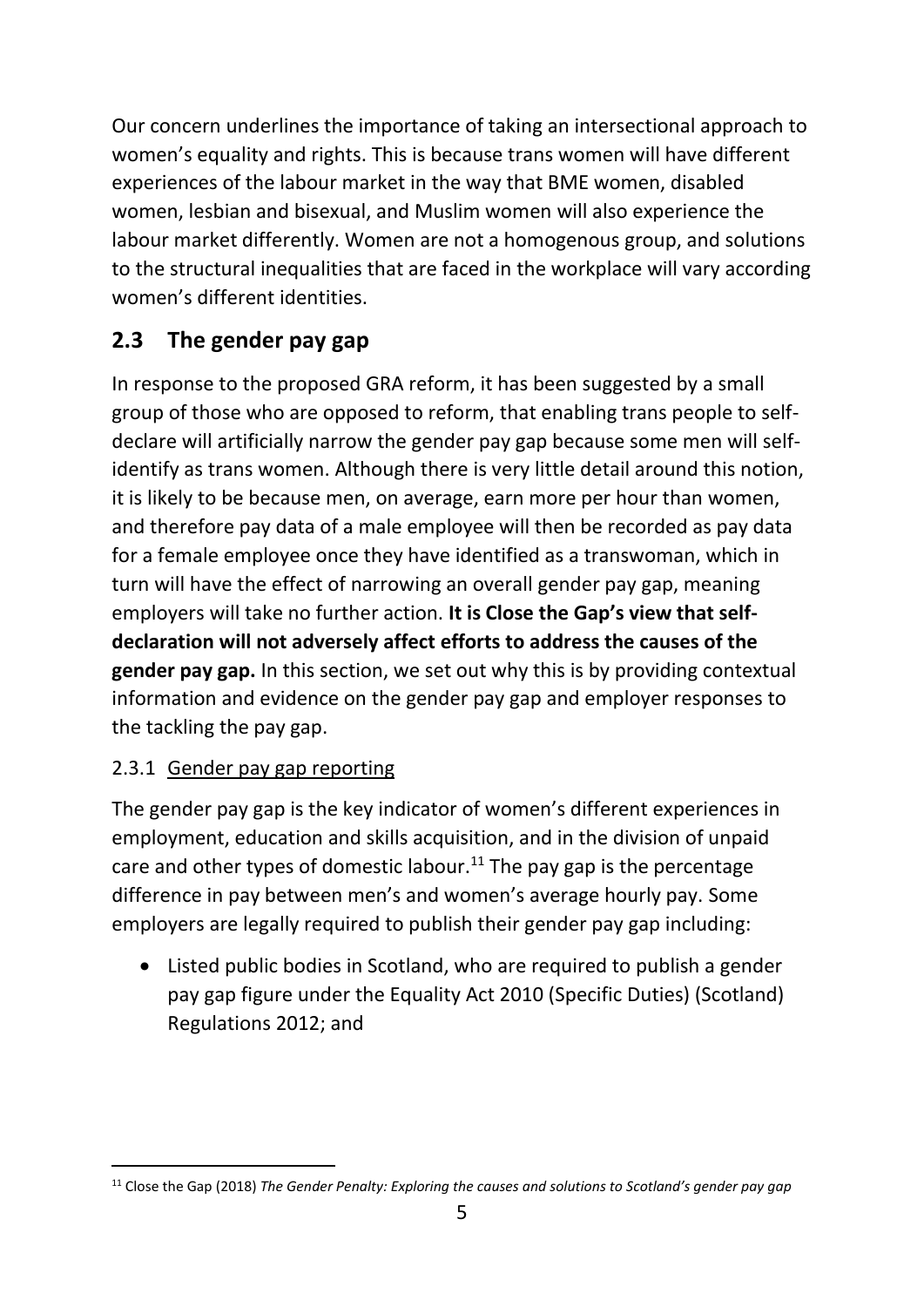Our concern underlines the importance of taking an intersectional approach to women's equality and rights. This is because trans women will have different experiences of the labour market in the way that BME women, disabled women, lesbian and bisexual, and Muslim women will also experience the labour market differently. Women are not a homogenous group, and solutions to the structural inequalities that are faced in the workplace will vary according women's different identities.

## 2.3 The gender pay gap

In response to the proposed GRA reform, it has been suggested by a small group of those who are opposed to reform, that enabling trans people to self-declare will artificially narrow the gender pay gap because some men will self-identify as trans women. Although there is very little detail around this notion, it is likely to be because men, on average, earn more per hour than women, and therefore pay data of a male employee will then be recorded as pay data for a female employee once they have identified as a transwoman, which in turn will have the effect of narrowing an overall gender pay gap, meaning employers will take no further action. **It is Close the Gap's view that self-declaration will not adversely affect efforts to address the causes of the gender pay gap.** In this section, we set out why this is by providing contextual information and evidence on the gender pay gap and employer responses to the tackling the pay gap.

### 2.3.1 Gender pay gap reporting

The gender pay gap is the key indicator of women's different experiences in employment, education and skills acquisition, and in the division of unpaid care and other types of domestic labour.[11] The pay gap is the percentage difference in pay between men's and women's average hourly pay. Some employers are legally required to publish their gender pay gap including:

- Listed public bodies in Scotland, who are required to publish a gender pay gap figure under the Equality Act 2010 (Specific Duties) (Scotland) Regulations 2012; and

[11] Close the Gap (2018) *The Gender Penalty: Exploring the causes and solutions to Scotland's gender pay gap*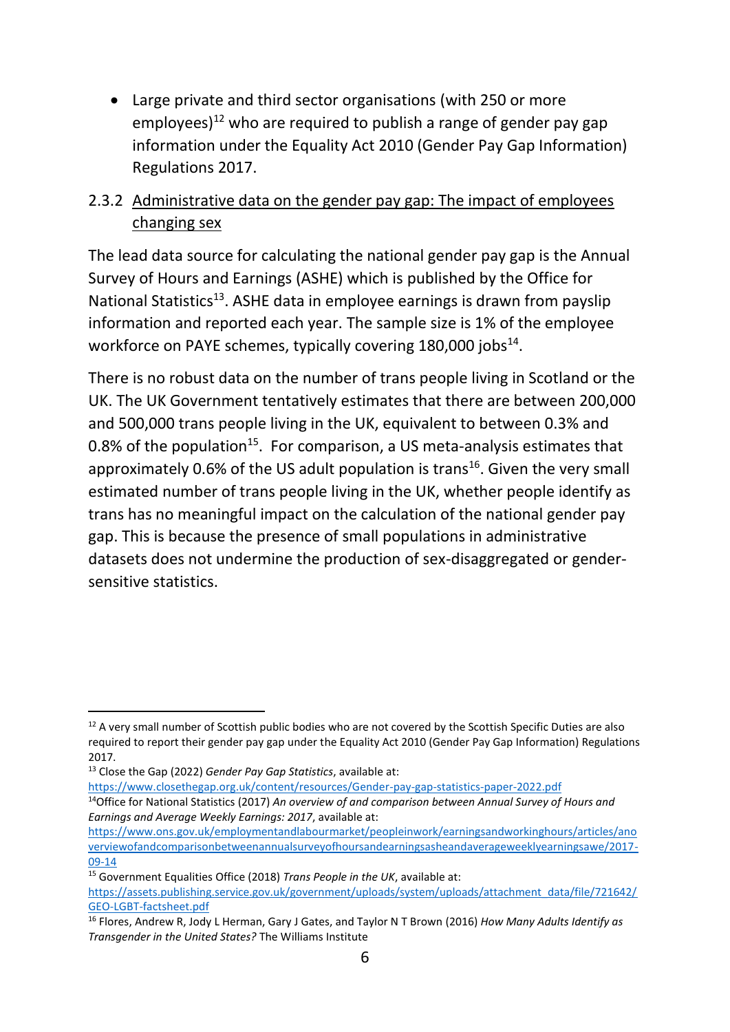- Large private and third sector organisations (with 250 or more employees)[12] who are required to publish a range of gender pay gap information under the Equality Act 2010 (Gender Pay Gap Information) Regulations 2017.

### 2.3.2 Administrative data on the gender pay gap: The impact of employees changing sex

The lead data source for calculating the national gender pay gap is the Annual Survey of Hours and Earnings (ASHE) which is published by the Office for National Statistics[13]. ASHE data in employee earnings is drawn from payslip information and reported each year. The sample size is 1% of the employee workforce on PAYE schemes, typically covering 180,000 jobs[14].

There is no robust data on the number of trans people living in Scotland or the UK. The UK Government tentatively estimates that there are between 200,000 and 500,000 trans people living in the UK, equivalent to between 0.3% and 0.8% of the population[15]. For comparison, a US meta-analysis estimates that approximately 0.6% of the US adult population is trans[16]. Given the very small estimated number of trans people living in the UK, whether people identify as trans has no meaningful impact on the calculation of the national gender pay gap. This is because the presence of small populations in administrative datasets does not undermine the production of sex-disaggregated or gender-sensitive statistics.

---

[12] A very small number of Scottish public bodies who are not covered by the Scottish Specific Duties are also required to report their gender pay gap under the Equality Act 2010 (Gender Pay Gap Information) Regulations 2017.

[13] Close the Gap (2022) *Gender Pay Gap Statistics*, available at: https://www.closethegap.org.uk/content/resources/Gender-pay-gap-statistics-paper-2022.pdf

[14] Office for National Statistics (2017) *An overview of and comparison between Annual Survey of Hours and Earnings and Average Weekly Earnings: 2017*, available at: https://www.ons.gov.uk/employmentandlabourmarket/peopleinwork/earningsandworkinghours/articles/anoverviewofandcomparisonbetweenannualsurveyofhoursandearningsasheandaverageweeklyearningsawe/2017-09-14

[15] Government Equalities Office (2018) *Trans People in the UK*, available at: https://assets.publishing.service.gov.uk/government/uploads/system/uploads/attachment_data/file/721642/GEO-LGBT-factsheet.pdf

[16] Flores, Andrew R, Jody L Herman, Gary J Gates, and Taylor N T Brown (2016) *How Many Adults Identify as Transgender in the United States?* The Williams Institute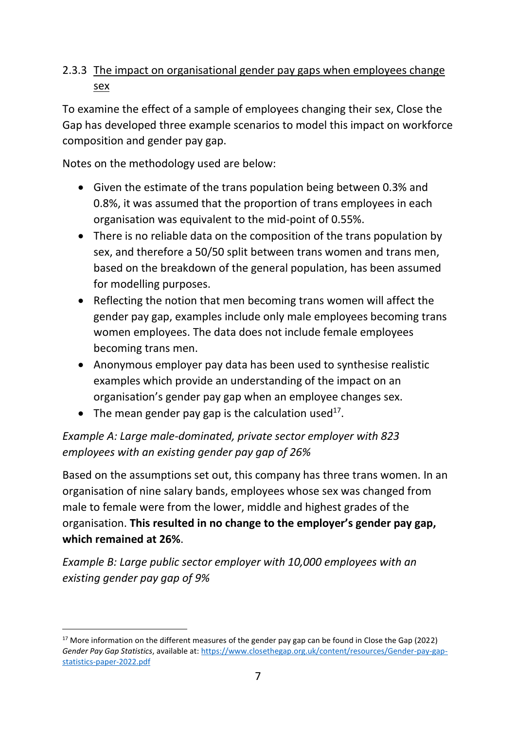### 2.3.3 The impact on organisational gender pay gaps when employees change sex

To examine the effect of a sample of employees changing their sex, Close the Gap has developed three example scenarios to model this impact on workforce composition and gender pay gap.

Notes on the methodology used are below:

- Given the estimate of the trans population being between 0.3% and 0.8%, it was assumed that the proportion of trans employees in each organisation was equivalent to the mid-point of 0.55%.
- There is no reliable data on the composition of the trans population by sex, and therefore a 50/50 split between trans women and trans men, based on the breakdown of the general population, has been assumed for modelling purposes.
- Reflecting the notion that men becoming trans women will affect the gender pay gap, examples include only male employees becoming trans women employees. The data does not include female employees becoming trans men.
- Anonymous employer pay data has been used to synthesise realistic examples which provide an understanding of the impact on an organisation's gender pay gap when an employee changes sex.
- The mean gender pay gap is the calculation used[17].

*Example A: Large male-dominated, private sector employer with 823 employees with an existing gender pay gap of 26%*

Based on the assumptions set out, this company has three trans women. In an organisation of nine salary bands, employees whose sex was changed from male to female were from the lower, middle and highest grades of the organisation. **This resulted in no change to the employer's gender pay gap, which remained at 26%**.

*Example B: Large public sector employer with 10,000 employees with an existing gender pay gap of 9%*

[17] More information on the different measures of the gender pay gap can be found in Close the Gap (2022) *Gender Pay Gap Statistics*, available at: https://www.closethegap.org.uk/content/resources/Gender-pay-gap-statistics-paper-2022.pdf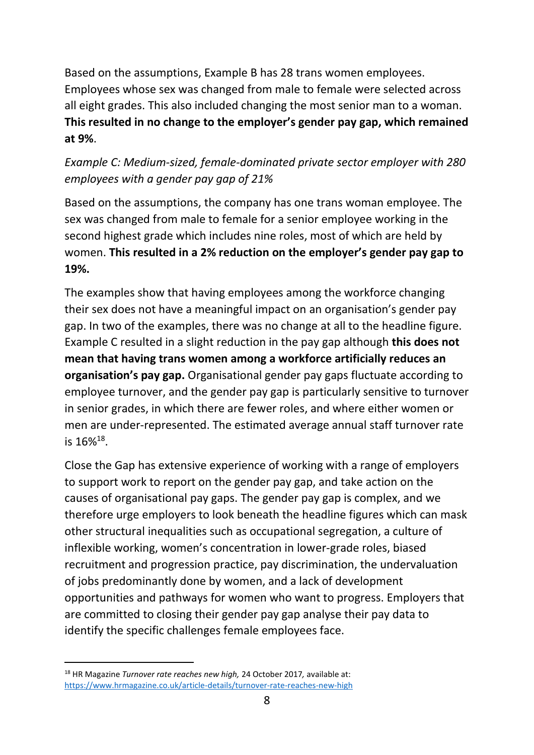Based on the assumptions, Example B has 28 trans women employees. Employees whose sex was changed from male to female were selected across all eight grades. This also included changing the most senior man to a woman. **This resulted in no change to the employer's gender pay gap, which remained at 9%**.

*Example C: Medium-sized, female-dominated private sector employer with 280 employees with a gender pay gap of 21%*

Based on the assumptions, the company has one trans woman employee. The sex was changed from male to female for a senior employee working in the second highest grade which includes nine roles, most of which are held by women. **This resulted in a 2% reduction on the employer's gender pay gap to 19%.**

The examples show that having employees among the workforce changing their sex does not have a meaningful impact on an organisation's gender pay gap. In two of the examples, there was no change at all to the headline figure. Example C resulted in a slight reduction in the pay gap although **this does not mean that having trans women among a workforce artificially reduces an organisation's pay gap.** Organisational gender pay gaps fluctuate according to employee turnover, and the gender pay gap is particularly sensitive to turnover in senior grades, in which there are fewer roles, and where either women or men are under-represented. The estimated average annual staff turnover rate is 16%[18].

Close the Gap has extensive experience of working with a range of employers to support work to report on the gender pay gap, and take action on the causes of organisational pay gaps. The gender pay gap is complex, and we therefore urge employers to look beneath the headline figures which can mask other structural inequalities such as occupational segregation, a culture of inflexible working, women's concentration in lower-grade roles, biased recruitment and progression practice, pay discrimination, the undervaluation of jobs predominantly done by women, and a lack of development opportunities and pathways for women who want to progress. Employers that are committed to closing their gender pay gap analyse their pay data to identify the specific challenges female employees face.

---

[18] HR Magazine *Turnover rate reaches new high,* 24 October 2017, available at: https://www.hrmagazine.co.uk/article-details/turnover-rate-reaches-new-high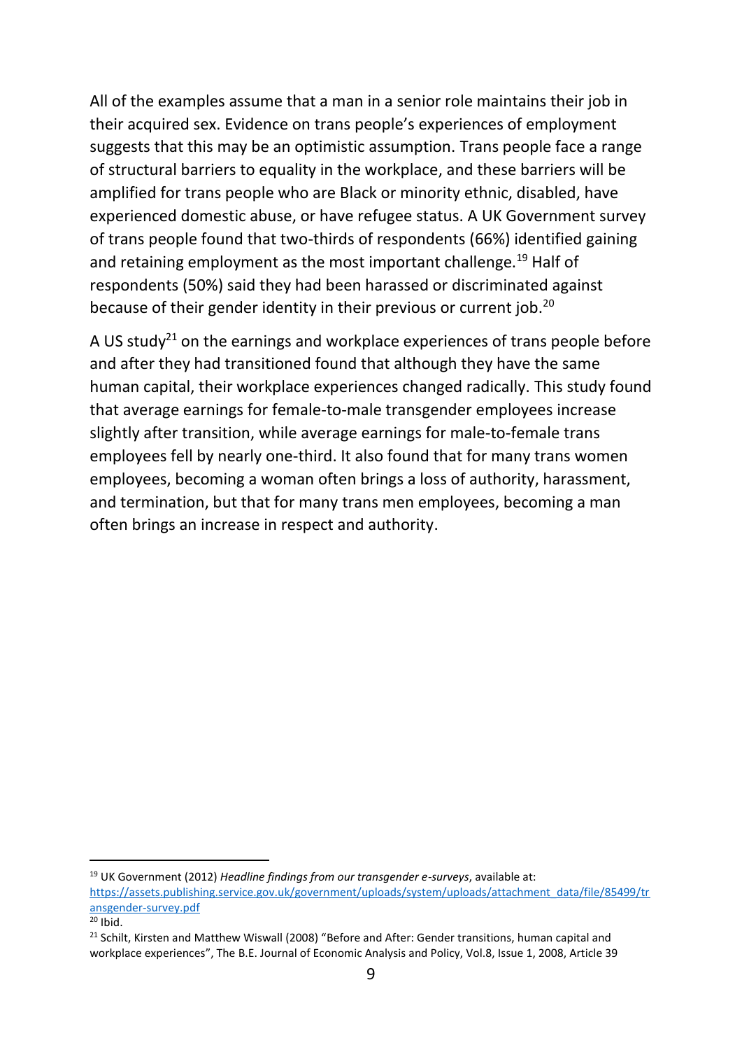All of the examples assume that a man in a senior role maintains their job in their acquired sex. Evidence on trans people's experiences of employment suggests that this may be an optimistic assumption. Trans people face a range of structural barriers to equality in the workplace, and these barriers will be amplified for trans people who are Black or minority ethnic, disabled, have experienced domestic abuse, or have refugee status. A UK Government survey of trans people found that two-thirds of respondents (66%) identified gaining and retaining employment as the most important challenge.[19] Half of respondents (50%) said they had been harassed or discriminated against because of their gender identity in their previous or current job.[20]

A US study[21] on the earnings and workplace experiences of trans people before and after they had transitioned found that although they have the same human capital, their workplace experiences changed radically. This study found that average earnings for female-to-male transgender employees increase slightly after transition, while average earnings for male-to-female trans employees fell by nearly one-third. It also found that for many trans women employees, becoming a woman often brings a loss of authority, harassment, and termination, but that for many trans men employees, becoming a man often brings an increase in respect and authority.

---

[19] UK Government (2012) *Headline findings from our transgender e-surveys*, available at: https://assets.publishing.service.gov.uk/government/uploads/system/uploads/attachment_data/file/85499/transgender-survey.pdf

[20] Ibid.

[21] Schilt, Kirsten and Matthew Wiswall (2008) "Before and After: Gender transitions, human capital and workplace experiences", The B.E. Journal of Economic Analysis and Policy, Vol.8, Issue 1, 2008, Article 39